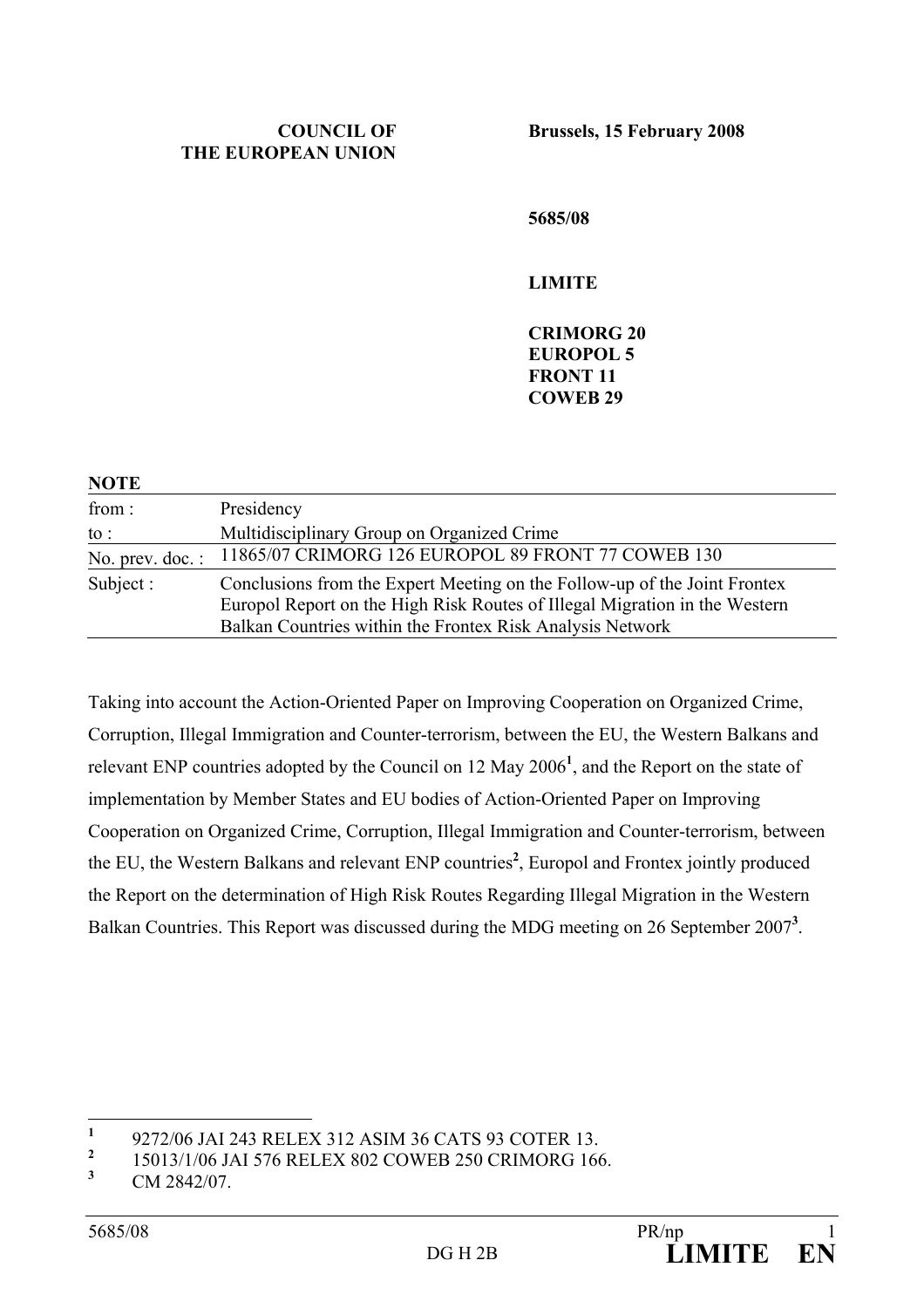**COUNCIL OF THE EUROPEAN UNION**

**Brussels, 15 February 2008**

**5685/08**

**LIMITE**

**CRIMORG 20**
**EUROPOL 5**
**FRONT 11**
**COWEB 29**

**NOTE**

| | |
|---|---|
| from : | Presidency |
| to : | Multidisciplinary Group on Organized Crime |
| No. prev. doc. : | 11865/07 CRIMORG 126 EUROPOL 89 FRONT 77 COWEB 130 |
| Subject : | Conclusions from the Expert Meeting on the Follow-up of the Joint Frontex Europol Report on the High Risk Routes of Illegal Migration in the Western Balkan Countries within the Frontex Risk Analysis Network |

Taking into account the Action-Oriented Paper on Improving Cooperation on Organized Crime, Corruption, Illegal Immigration and Counter-terrorism, between the EU, the Western Balkans and relevant ENP countries adopted by the Council on 12 May 2006[1], and the Report on the state of implementation by Member States and EU bodies of Action-Oriented Paper on Improving Cooperation on Organized Crime, Corruption, Illegal Immigration and Counter-terrorism, between the EU, the Western Balkans and relevant ENP countries[2], Europol and Frontex jointly produced the Report on the determination of High Risk Routes Regarding Illegal Migration in the Western Balkan Countries. This Report was discussed during the MDG meeting on 26 September 2007[3].

[1] 9272/06 JAI 243 RELEX 312 ASIM 36 CATS 93 COTER 13.

[2] 15013/1/06 JAI 576 RELEX 802 COWEB 250 CRIMORG 166.

[3] CM 2842/07.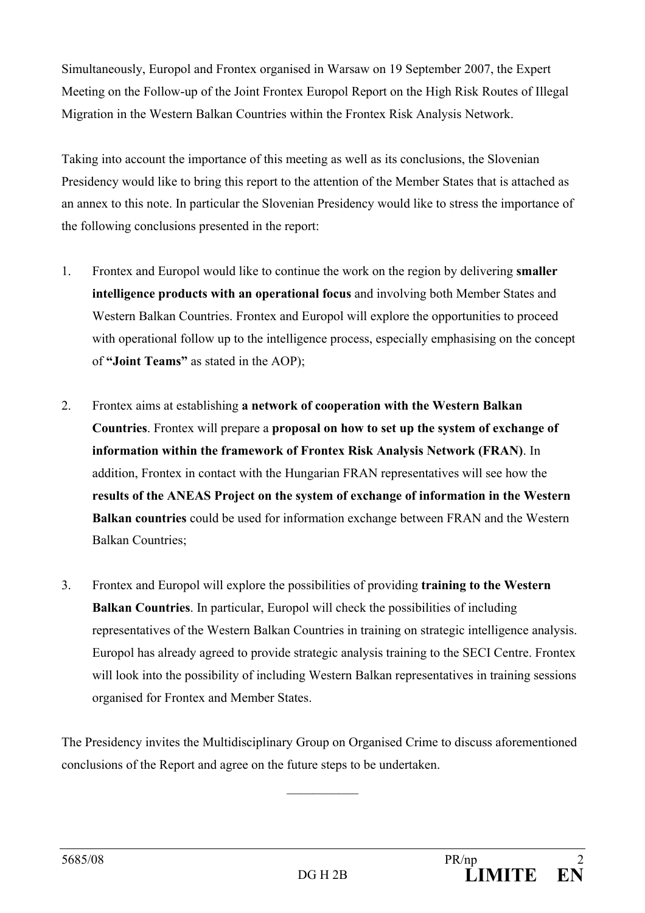Simultaneously, Europol and Frontex organised in Warsaw on 19 September 2007, the Expert Meeting on the Follow-up of the Joint Frontex Europol Report on the High Risk Routes of Illegal Migration in the Western Balkan Countries within the Frontex Risk Analysis Network.

Taking into account the importance of this meeting as well as its conclusions, the Slovenian Presidency would like to bring this report to the attention of the Member States that is attached as an annex to this note. In particular the Slovenian Presidency would like to stress the importance of the following conclusions presented in the report:

1. Frontex and Europol would like to continue the work on the region by delivering **smaller intelligence products with an operational focus** and involving both Member States and Western Balkan Countries. Frontex and Europol will explore the opportunities to proceed with operational follow up to the intelligence process, especially emphasising on the concept of **"Joint Teams"** as stated in the AOP);

2. Frontex aims at establishing **a network of cooperation with the Western Balkan Countries**. Frontex will prepare a **proposal on how to set up the system of exchange of information within the framework of Frontex Risk Analysis Network (FRAN)**. In addition, Frontex in contact with the Hungarian FRAN representatives will see how the **results of the ANEAS Project on the system of exchange of information in the Western Balkan countries** could be used for information exchange between FRAN and the Western Balkan Countries;

3. Frontex and Europol will explore the possibilities of providing **training to the Western Balkan Countries**. In particular, Europol will check the possibilities of including representatives of the Western Balkan Countries in training on strategic intelligence analysis. Europol has already agreed to provide strategic analysis training to the SECI Centre. Frontex will look into the possibility of including Western Balkan representatives in training sessions organised for Frontex and Member States.

The Presidency invites the Multidisciplinary Group on Organised Crime to discuss aforementioned conclusions of the Report and agree on the future steps to be undertaken.

___________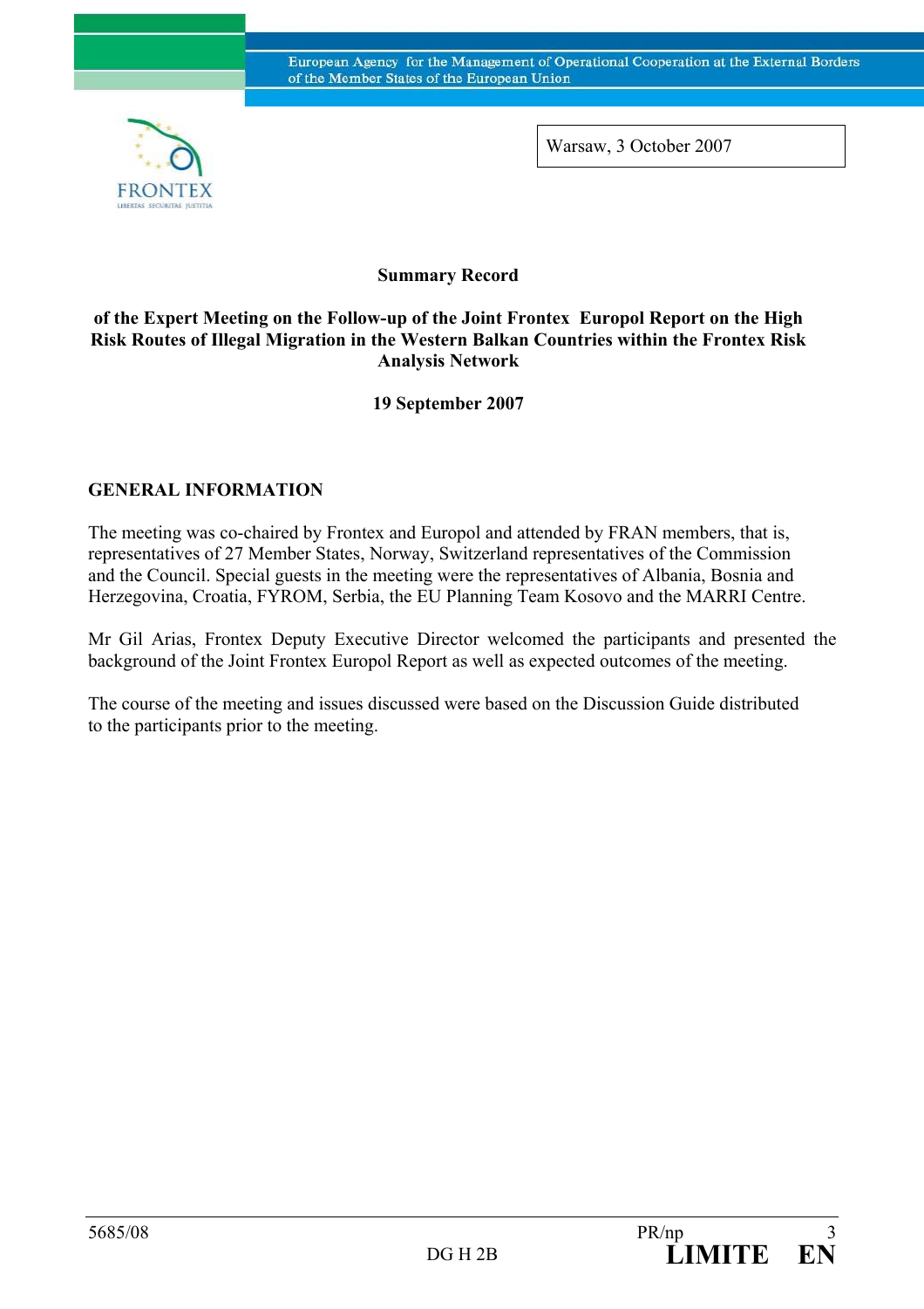European Agency for the Management of Operational Cooperation at the External Borders of the Member States of the European Union

FRONTEX
LIBERTAS SECURITAS JUSTITIA

Warsaw, 3 October 2007

**Summary Record**

**of the Expert Meeting on the Follow-up of the Joint Frontex Europol Report on the High Risk Routes of Illegal Migration in the Western Balkan Countries within the Frontex Risk Analysis Network**

**19 September 2007**

## GENERAL INFORMATION

The meeting was co-chaired by Frontex and Europol and attended by FRAN members, that is, representatives of 27 Member States, Norway, Switzerland representatives of the Commission and the Council. Special guests in the meeting were the representatives of Albania, Bosnia and Herzegovina, Croatia, FYROM, Serbia, the EU Planning Team Kosovo and the MARRI Centre.

Mr Gil Arias, Frontex Deputy Executive Director welcomed the participants and presented the background of the Joint Frontex Europol Report as well as expected outcomes of the meeting.

The course of the meeting and issues discussed were based on the Discussion Guide distributed to the participants prior to the meeting.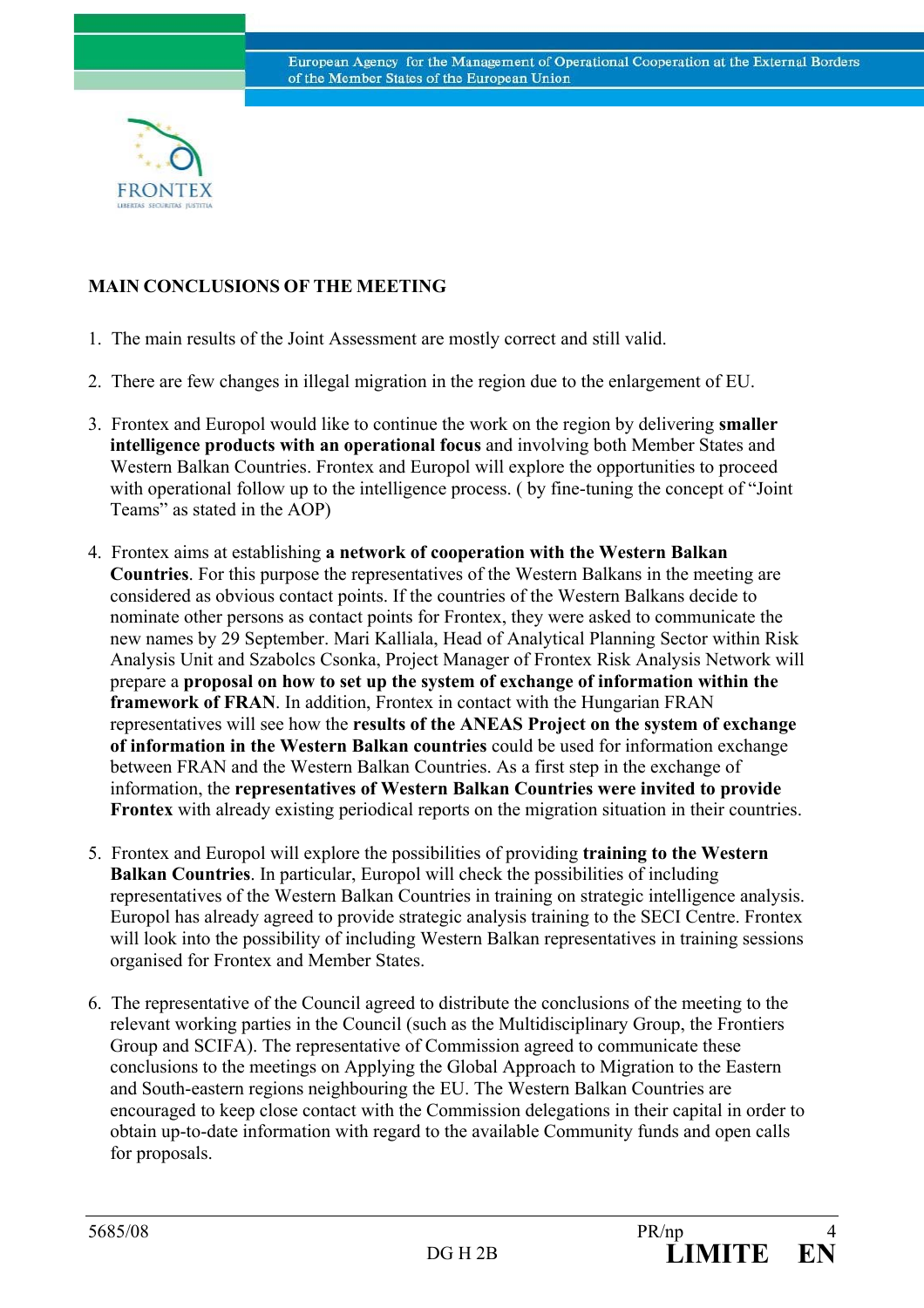## MAIN CONCLUSIONS OF THE MEETING

1. The main results of the Joint Assessment are mostly correct and still valid.

2. There are few changes in illegal migration in the region due to the enlargement of EU.

3. Frontex and Europol would like to continue the work on the region by delivering **smaller intelligence products with an operational focus** and involving both Member States and Western Balkan Countries. Frontex and Europol will explore the opportunities to proceed with operational follow up to the intelligence process. ( by fine-tuning the concept of "Joint Teams" as stated in the AOP)

4. Frontex aims at establishing **a network of cooperation with the Western Balkan Countries**. For this purpose the representatives of the Western Balkans in the meeting are considered as obvious contact points. If the countries of the Western Balkans decide to nominate other persons as contact points for Frontex, they were asked to communicate the new names by 29 September. Mari Kalliala, Head of Analytical Planning Sector within Risk Analysis Unit and Szabolcs Csonka, Project Manager of Frontex Risk Analysis Network will prepare a **proposal on how to set up the system of exchange of information within the framework of FRAN**. In addition, Frontex in contact with the Hungarian FRAN representatives will see how the **results of the ANEAS Project on the system of exchange of information in the Western Balkan countries** could be used for information exchange between FRAN and the Western Balkan Countries. As a first step in the exchange of information, the **representatives of Western Balkan Countries were invited to provide Frontex** with already existing periodical reports on the migration situation in their countries.

5. Frontex and Europol will explore the possibilities of providing **training to the Western Balkan Countries**. In particular, Europol will check the possibilities of including representatives of the Western Balkan Countries in training on strategic intelligence analysis. Europol has already agreed to provide strategic analysis training to the SECI Centre. Frontex will look into the possibility of including Western Balkan representatives in training sessions organised for Frontex and Member States.

6. The representative of the Council agreed to distribute the conclusions of the meeting to the relevant working parties in the Council (such as the Multidisciplinary Group, the Frontiers Group and SCIFA). The representative of Commission agreed to communicate these conclusions to the meetings on Applying the Global Approach to Migration to the Eastern and South-eastern regions neighbouring the EU. The Western Balkan Countries are encouraged to keep close contact with the Commission delegations in their capital in order to obtain up-to-date information with regard to the available Community funds and open calls for proposals.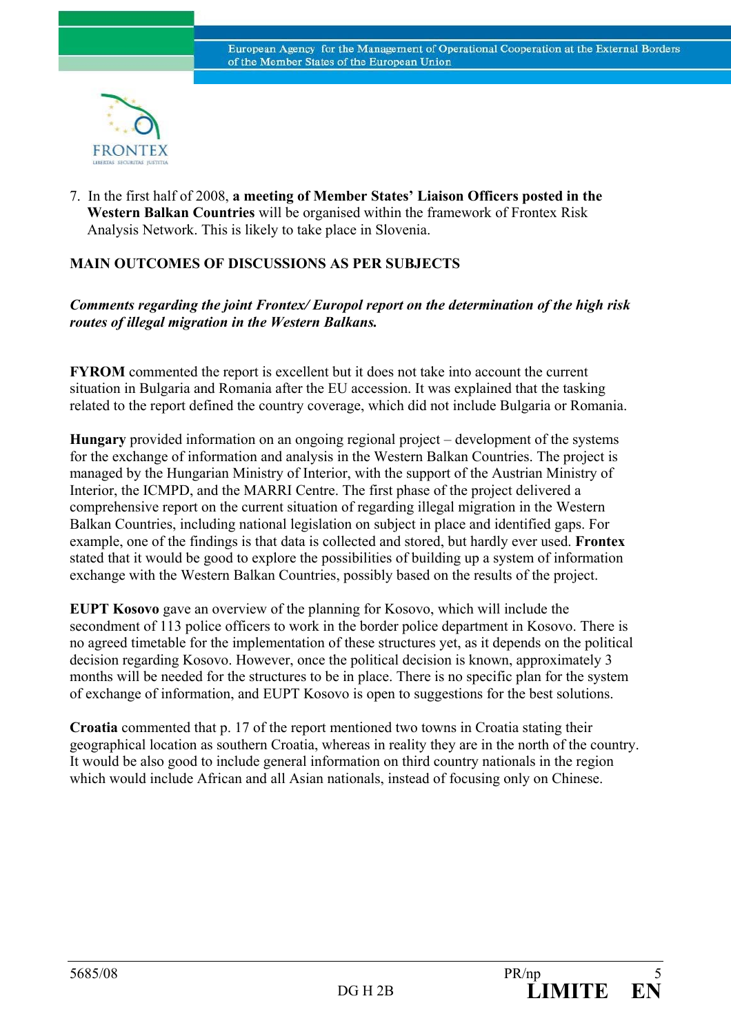7. In the first half of 2008, **a meeting of Member States' Liaison Officers posted in the Western Balkan Countries** will be organised within the framework of Frontex Risk Analysis Network. This is likely to take place in Slovenia.

**MAIN OUTCOMES OF DISCUSSIONS AS PER SUBJECTS**

***Comments regarding the joint Frontex/ Europol report on the determination of the high risk routes of illegal migration in the Western Balkans.***

**FYROM** commented the report is excellent but it does not take into account the current situation in Bulgaria and Romania after the EU accession. It was explained that the tasking related to the report defined the country coverage, which did not include Bulgaria or Romania.

**Hungary** provided information on an ongoing regional project – development of the systems for the exchange of information and analysis in the Western Balkan Countries. The project is managed by the Hungarian Ministry of Interior, with the support of the Austrian Ministry of Interior, the ICMPD, and the MARRI Centre. The first phase of the project delivered a comprehensive report on the current situation of regarding illegal migration in the Western Balkan Countries, including national legislation on subject in place and identified gaps. For example, one of the findings is that data is collected and stored, but hardly ever used. **Frontex** stated that it would be good to explore the possibilities of building up a system of information exchange with the Western Balkan Countries, possibly based on the results of the project.

**EUPT Kosovo** gave an overview of the planning for Kosovo, which will include the secondment of 113 police officers to work in the border police department in Kosovo. There is no agreed timetable for the implementation of these structures yet, as it depends on the political decision regarding Kosovo. However, once the political decision is known, approximately 3 months will be needed for the structures to be in place. There is no specific plan for the system of exchange of information, and EUPT Kosovo is open to suggestions for the best solutions.

**Croatia** commented that p. 17 of the report mentioned two towns in Croatia stating their geographical location as southern Croatia, whereas in reality they are in the north of the country. It would be also good to include general information on third country nationals in the region which would include African and all Asian nationals, instead of focusing only on Chinese.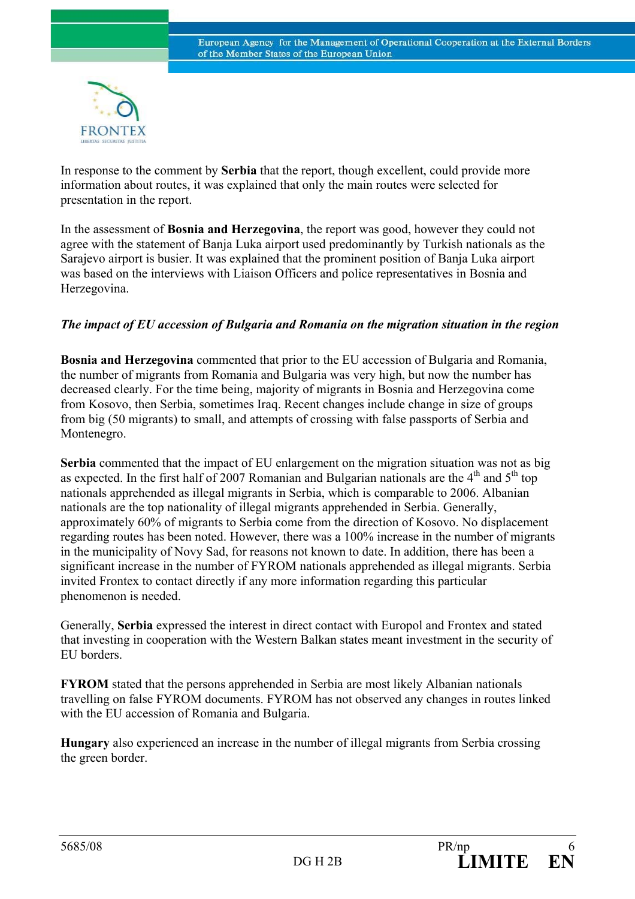In response to the comment by **Serbia** that the report, though excellent, could provide more information about routes, it was explained that only the main routes were selected for presentation in the report.

In the assessment of **Bosnia and Herzegovina**, the report was good, however they could not agree with the statement of Banja Luka airport used predominantly by Turkish nationals as the Sarajevo airport is busier. It was explained that the prominent position of Banja Luka airport was based on the interviews with Liaison Officers and police representatives in Bosnia and Herzegovina.

*The impact of EU accession of Bulgaria and Romania on the migration situation in the region*

**Bosnia and Herzegovina** commented that prior to the EU accession of Bulgaria and Romania, the number of migrants from Romania and Bulgaria was very high, but now the number has decreased clearly. For the time being, majority of migrants in Bosnia and Herzegovina come from Kosovo, then Serbia, sometimes Iraq. Recent changes include change in size of groups from big (50 migrants) to small, and attempts of crossing with false passports of Serbia and Montenegro.

**Serbia** commented that the impact of EU enlargement on the migration situation was not as big as expected. In the first half of 2007 Romanian and Bulgarian nationals are the 4th and 5th top nationals apprehended as illegal migrants in Serbia, which is comparable to 2006. Albanian nationals are the top nationality of illegal migrants apprehended in Serbia. Generally, approximately 60% of migrants to Serbia come from the direction of Kosovo. No displacement regarding routes has been noted. However, there was a 100% increase in the number of migrants in the municipality of Novy Sad, for reasons not known to date. In addition, there has been a significant increase in the number of FYROM nationals apprehended as illegal migrants. Serbia invited Frontex to contact directly if any more information regarding this particular phenomenon is needed.

Generally, **Serbia** expressed the interest in direct contact with Europol and Frontex and stated that investing in cooperation with the Western Balkan states meant investment in the security of EU borders.

**FYROM** stated that the persons apprehended in Serbia are most likely Albanian nationals travelling on false FYROM documents. FYROM has not observed any changes in routes linked with the EU accession of Romania and Bulgaria.

**Hungary** also experienced an increase in the number of illegal migrants from Serbia crossing the green border.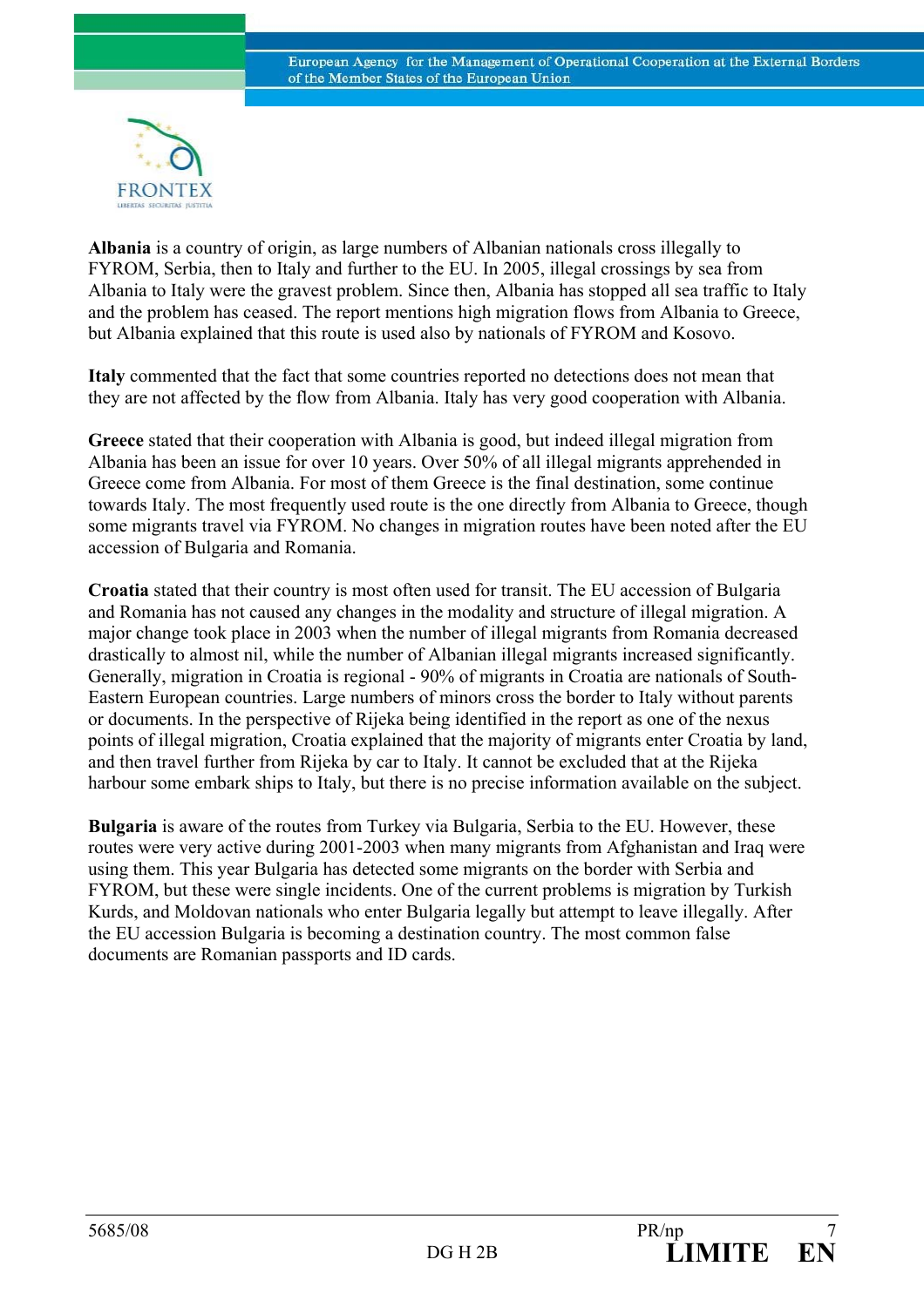**Albania** is a country of origin, as large numbers of Albanian nationals cross illegally to FYROM, Serbia, then to Italy and further to the EU. In 2005, illegal crossings by sea from Albania to Italy were the gravest problem. Since then, Albania has stopped all sea traffic to Italy and the problem has ceased. The report mentions high migration flows from Albania to Greece, but Albania explained that this route is used also by nationals of FYROM and Kosovo.

**Italy** commented that the fact that some countries reported no detections does not mean that they are not affected by the flow from Albania. Italy has very good cooperation with Albania.

**Greece** stated that their cooperation with Albania is good, but indeed illegal migration from Albania has been an issue for over 10 years. Over 50% of all illegal migrants apprehended in Greece come from Albania. For most of them Greece is the final destination, some continue towards Italy. The most frequently used route is the one directly from Albania to Greece, though some migrants travel via FYROM. No changes in migration routes have been noted after the EU accession of Bulgaria and Romania.

**Croatia** stated that their country is most often used for transit. The EU accession of Bulgaria and Romania has not caused any changes in the modality and structure of illegal migration. A major change took place in 2003 when the number of illegal migrants from Romania decreased drastically to almost nil, while the number of Albanian illegal migrants increased significantly. Generally, migration in Croatia is regional - 90% of migrants in Croatia are nationals of South-Eastern European countries. Large numbers of minors cross the border to Italy without parents or documents. In the perspective of Rijeka being identified in the report as one of the nexus points of illegal migration, Croatia explained that the majority of migrants enter Croatia by land, and then travel further from Rijeka by car to Italy. It cannot be excluded that at the Rijeka harbour some embark ships to Italy, but there is no precise information available on the subject.

**Bulgaria** is aware of the routes from Turkey via Bulgaria, Serbia to the EU. However, these routes were very active during 2001-2003 when many migrants from Afghanistan and Iraq were using them. This year Bulgaria has detected some migrants on the border with Serbia and FYROM, but these were single incidents. One of the current problems is migration by Turkish Kurds, and Moldovan nationals who enter Bulgaria legally but attempt to leave illegally. After the EU accession Bulgaria is becoming a destination country. The most common false documents are Romanian passports and ID cards.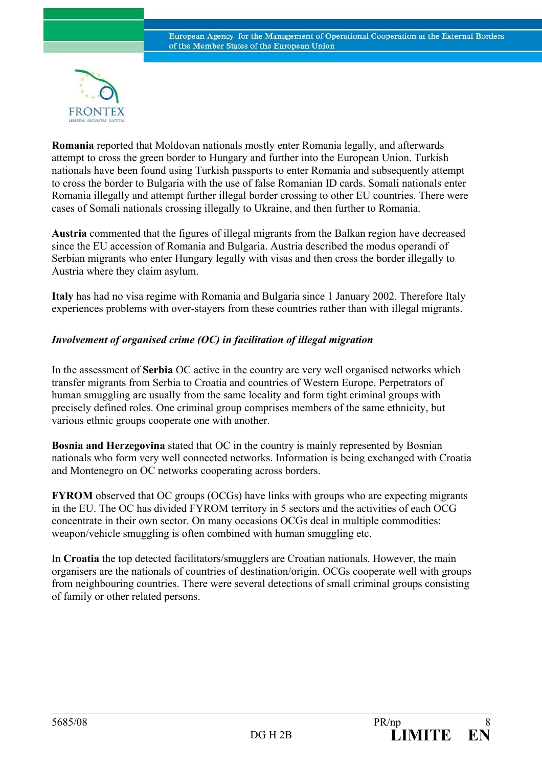**Romania** reported that Moldovan nationals mostly enter Romania legally, and afterwards attempt to cross the green border to Hungary and further into the European Union. Turkish nationals have been found using Turkish passports to enter Romania and subsequently attempt to cross the border to Bulgaria with the use of false Romanian ID cards. Somali nationals enter Romania illegally and attempt further illegal border crossing to other EU countries. There were cases of Somali nationals crossing illegally to Ukraine, and then further to Romania.

**Austria** commented that the figures of illegal migrants from the Balkan region have decreased since the EU accession of Romania and Bulgaria. Austria described the modus operandi of Serbian migrants who enter Hungary legally with visas and then cross the border illegally to Austria where they claim asylum.

**Italy** has had no visa regime with Romania and Bulgaria since 1 January 2002. Therefore Italy experiences problems with over-stayers from these countries rather than with illegal migrants.

***Involvement of organised crime (OC) in facilitation of illegal migration***

In the assessment of **Serbia** OC active in the country are very well organised networks which transfer migrants from Serbia to Croatia and countries of Western Europe. Perpetrators of human smuggling are usually from the same locality and form tight criminal groups with precisely defined roles. One criminal group comprises members of the same ethnicity, but various ethnic groups cooperate one with another.

**Bosnia and Herzegovina** stated that OC in the country is mainly represented by Bosnian nationals who form very well connected networks. Information is being exchanged with Croatia and Montenegro on OC networks cooperating across borders.

**FYROM** observed that OC groups (OCGs) have links with groups who are expecting migrants in the EU. The OC has divided FYROM territory in 5 sectors and the activities of each OCG concentrate in their own sector. On many occasions OCGs deal in multiple commodities: weapon/vehicle smuggling is often combined with human smuggling etc.

In **Croatia** the top detected facilitators/smugglers are Croatian nationals. However, the main organisers are the nationals of countries of destination/origin. OCGs cooperate well with groups from neighbouring countries. There were several detections of small criminal groups consisting of family or other related persons.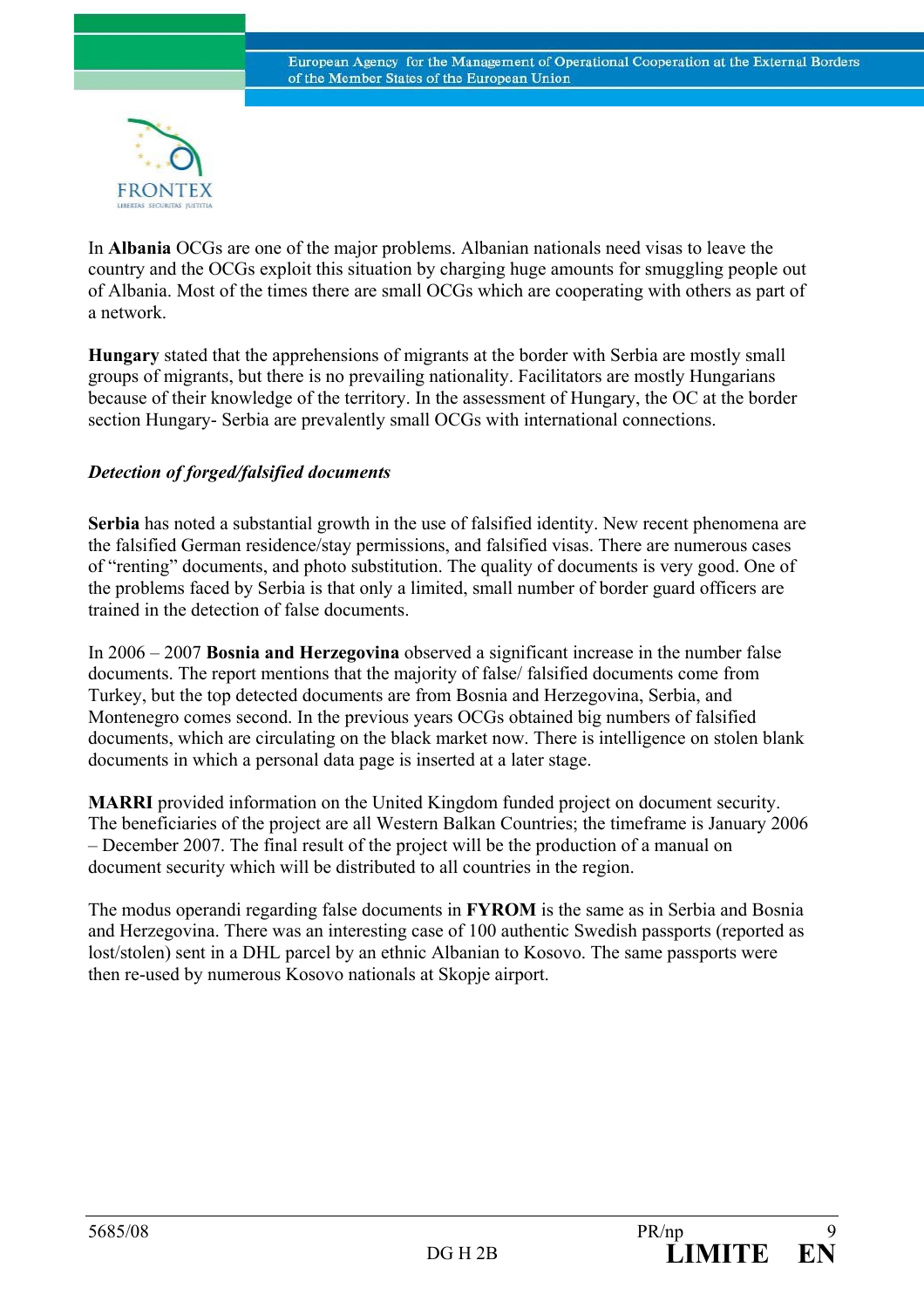In **Albania** OCGs are one of the major problems. Albanian nationals need visas to leave the country and the OCGs exploit this situation by charging huge amounts for smuggling people out of Albania. Most of the times there are small OCGs which are cooperating with others as part of a network.

**Hungary** stated that the apprehensions of migrants at the border with Serbia are mostly small groups of migrants, but there is no prevailing nationality. Facilitators are mostly Hungarians because of their knowledge of the territory. In the assessment of Hungary, the OC at the border section Hungary- Serbia are prevalently small OCGs with international connections.

*Detection of forged/falsified documents*

**Serbia** has noted a substantial growth in the use of falsified identity. New recent phenomena are the falsified German residence/stay permissions, and falsified visas. There are numerous cases of "renting" documents, and photo substitution. The quality of documents is very good. One of the problems faced by Serbia is that only a limited, small number of border guard officers are trained in the detection of false documents.

In 2006 – 2007 **Bosnia and Herzegovina** observed a significant increase in the number false documents. The report mentions that the majority of false/ falsified documents come from Turkey, but the top detected documents are from Bosnia and Herzegovina, Serbia, and Montenegro comes second. In the previous years OCGs obtained big numbers of falsified documents, which are circulating on the black market now. There is intelligence on stolen blank documents in which a personal data page is inserted at a later stage.

**MARRI** provided information on the United Kingdom funded project on document security. The beneficiaries of the project are all Western Balkan Countries; the timeframe is January 2006 – December 2007. The final result of the project will be the production of a manual on document security which will be distributed to all countries in the region.

The modus operandi regarding false documents in **FYROM** is the same as in Serbia and Bosnia and Herzegovina. There was an interesting case of 100 authentic Swedish passports (reported as lost/stolen) sent in a DHL parcel by an ethnic Albanian to Kosovo. The same passports were then re-used by numerous Kosovo nationals at Skopje airport.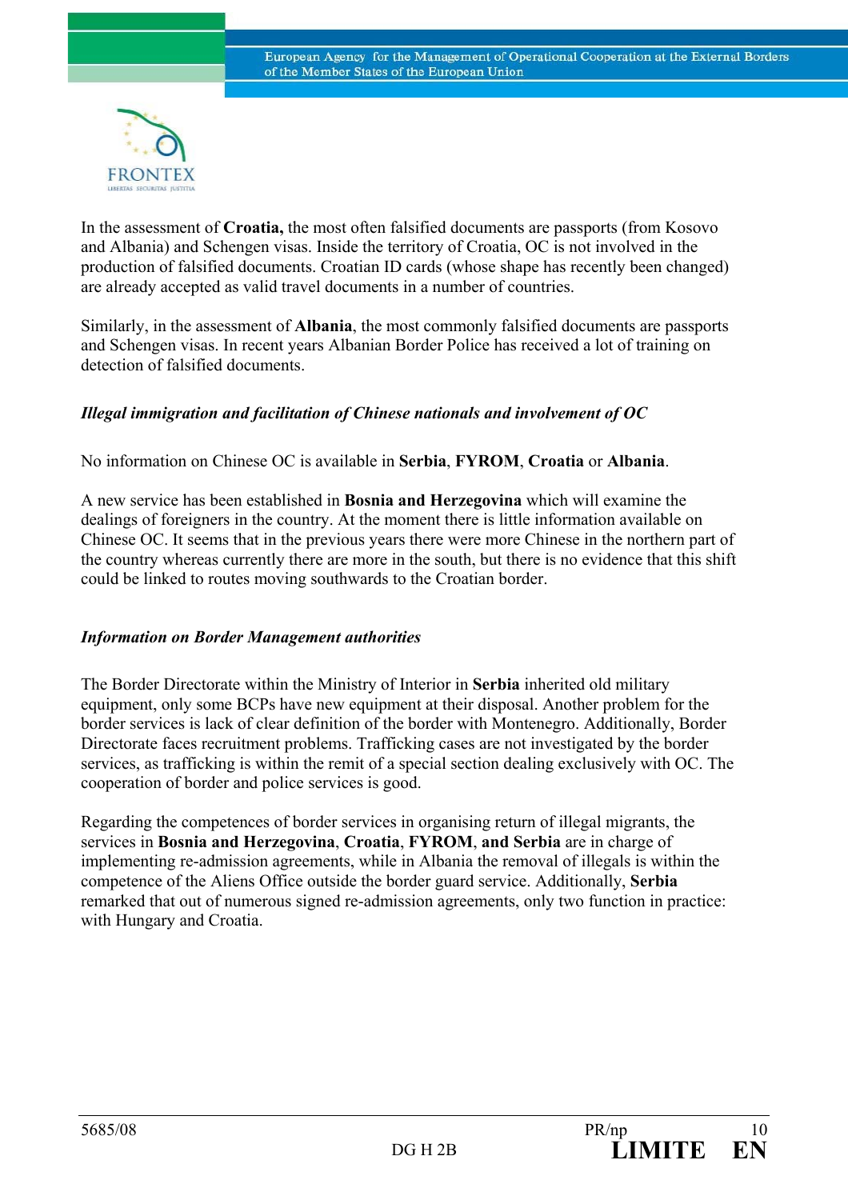In the assessment of **Croatia,** the most often falsified documents are passports (from Kosovo and Albania) and Schengen visas. Inside the territory of Croatia, OC is not involved in the production of falsified documents. Croatian ID cards (whose shape has recently been changed) are already accepted as valid travel documents in a number of countries.

Similarly, in the assessment of **Albania**, the most commonly falsified documents are passports and Schengen visas. In recent years Albanian Border Police has received a lot of training on detection of falsified documents.

***Illegal immigration and facilitation of Chinese nationals and involvement of OC***

No information on Chinese OC is available in **Serbia**, **FYROM**, **Croatia** or **Albania**.

A new service has been established in **Bosnia and Herzegovina** which will examine the dealings of foreigners in the country. At the moment there is little information available on Chinese OC. It seems that in the previous years there were more Chinese in the northern part of the country whereas currently there are more in the south, but there is no evidence that this shift could be linked to routes moving southwards to the Croatian border.

***Information on Border Management authorities***

The Border Directorate within the Ministry of Interior in **Serbia** inherited old military equipment, only some BCPs have new equipment at their disposal. Another problem for the border services is lack of clear definition of the border with Montenegro. Additionally, Border Directorate faces recruitment problems. Trafficking cases are not investigated by the border services, as trafficking is within the remit of a special section dealing exclusively with OC. The cooperation of border and police services is good.

Regarding the competences of border services in organising return of illegal migrants, the services in **Bosnia and Herzegovina**, **Croatia**, **FYROM**, **and Serbia** are in charge of implementing re-admission agreements, while in Albania the removal of illegals is within the competence of the Aliens Office outside the border guard service. Additionally, **Serbia** remarked that out of numerous signed re-admission agreements, only two function in practice: with Hungary and Croatia.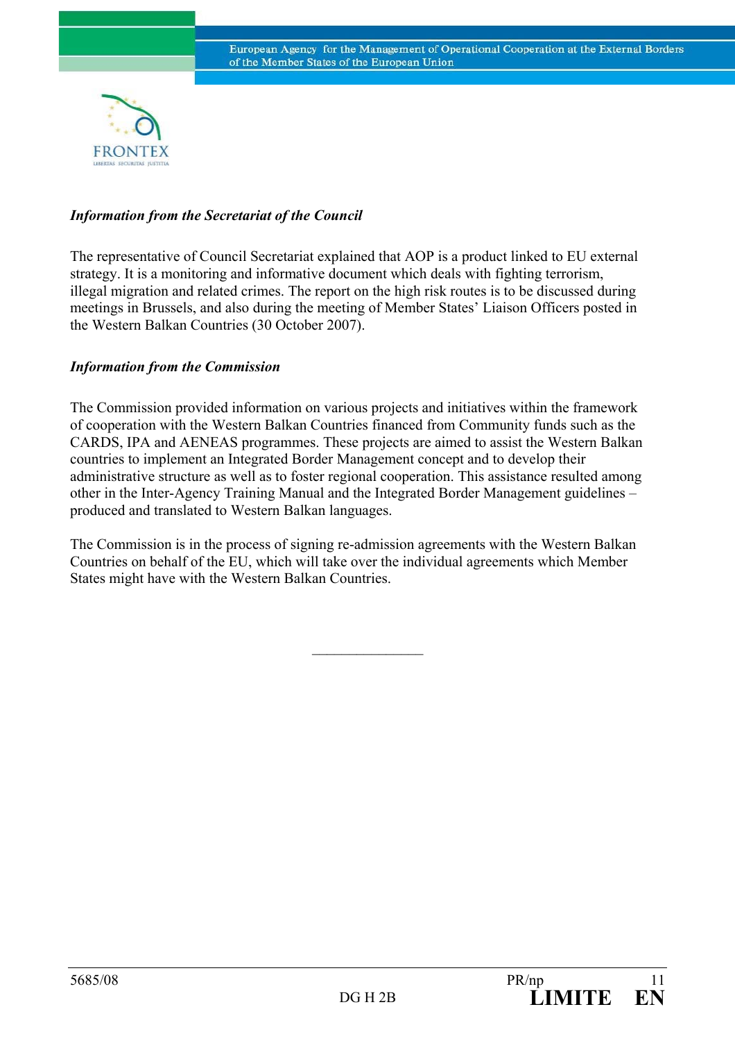***Information from the Secretariat of the Council***

The representative of Council Secretariat explained that AOP is a product linked to EU external strategy. It is a monitoring and informative document which deals with fighting terrorism, illegal migration and related crimes. The report on the high risk routes is to be discussed during meetings in Brussels, and also during the meeting of Member States' Liaison Officers posted in the Western Balkan Countries (30 October 2007).

***Information from the Commission***

The Commission provided information on various projects and initiatives within the framework of cooperation with the Western Balkan Countries financed from Community funds such as the CARDS, IPA and AENEAS programmes. These projects are aimed to assist the Western Balkan countries to implement an Integrated Border Management concept and to develop their administrative structure as well as to foster regional cooperation. This assistance resulted among other in the Inter-Agency Training Manual and the Integrated Border Management guidelines – produced and translated to Western Balkan languages.

The Commission is in the process of signing re-admission agreements with the Western Balkan Countries on behalf of the EU, which will take over the individual agreements which Member States might have with the Western Balkan Countries.

________________